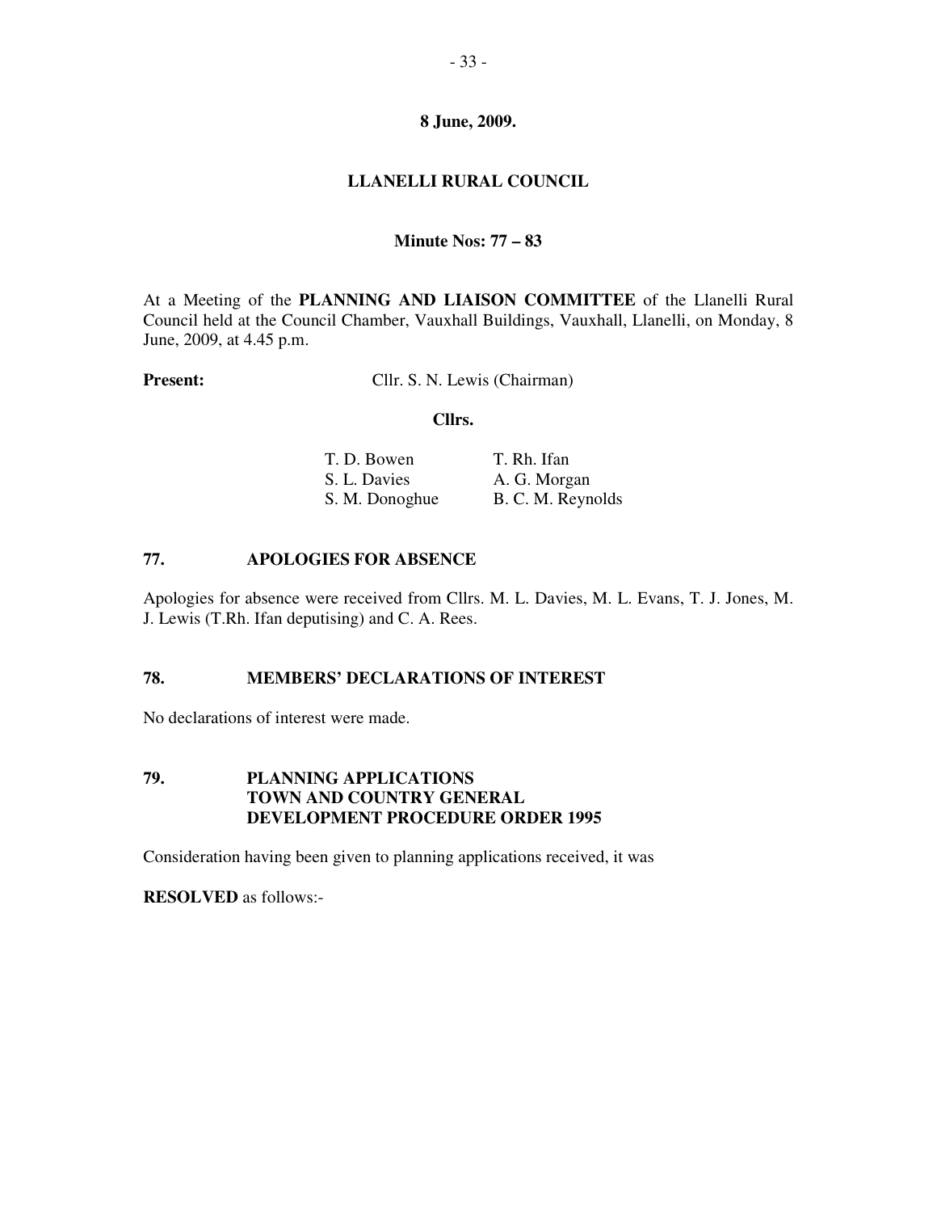**8 June, 2009.**

**LLANELLI RURAL COUNCIL**

**Minute Nos: 77 – 83**

At a Meeting of the **PLANNING AND LIAISON COMMITTEE** of the Llanelli Rural Council held at the Council Chamber, Vauxhall Buildings, Vauxhall, Llanelli, on Monday, 8 June, 2009, at 4.45 p.m.

**Present:** Cllr. S. N. Lewis (Chairman)

**Cllrs.**

| | |
|---|---|
| T. D. Bowen | T. Rh. Ifan |
| S. L. Davies | A. G. Morgan |
| S. M. Donoghue | B. C. M. Reynolds |

## 77. APOLOGIES FOR ABSENCE

Apologies for absence were received from Cllrs. M. L. Davies, M. L. Evans, T. J. Jones, M. J. Lewis (T.Rh. Ifan deputising) and C. A. Rees.

## 78. MEMBERS' DECLARATIONS OF INTEREST

No declarations of interest were made.

## 79. PLANNING APPLICATIONS TOWN AND COUNTRY GENERAL DEVELOPMENT PROCEDURE ORDER 1995

Consideration having been given to planning applications received, it was

**RESOLVED** as follows:-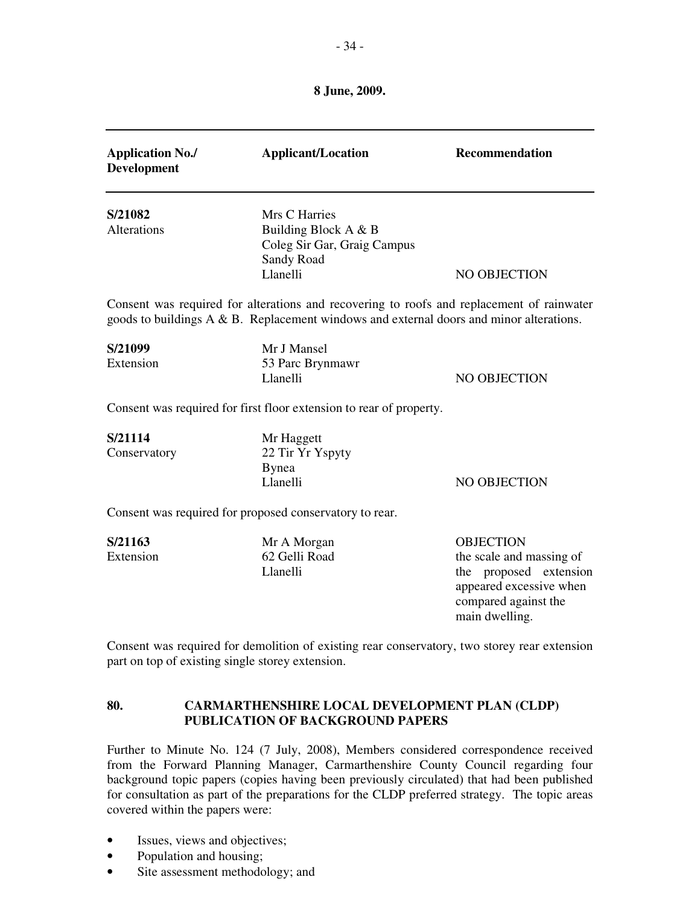**8 June, 2009.**

| Application No./ Development | Applicant/Location | Recommendation |
|---|---|---|
| **S/21082**<br>Alterations | Mrs C Harries<br>Building Block A & B<br>Coleg Sir Gar, Graig Campus<br>Sandy Road<br>Llanelli | NO OBJECTION |

Consent was required for alterations and recovering to roofs and replacement of rainwater goods to buildings A & B. Replacement windows and external doors and minor alterations.

| | | |
|---|---|---|
| **S/21099**<br>Extension | Mr J Mansel<br>53 Parc Brynmawr<br>Llanelli | NO OBJECTION |

Consent was required for first floor extension to rear of property.

| | | |
|---|---|---|
| **S/21114**<br>Conservatory | Mr Haggett<br>22 Tir Yr Yspyty<br>Bynea<br>Llanelli | NO OBJECTION |

Consent was required for proposed conservatory to rear.

| | | |
|---|---|---|
| **S/21163**<br>Extension | Mr A Morgan<br>62 Gelli Road<br>Llanelli | OBJECTION<br>the scale and massing of the proposed extension appeared excessive when compared against the main dwelling. |

Consent was required for demolition of existing rear conservatory, two storey rear extension part on top of existing single storey extension.

## 80. CARMARTHENSHIRE LOCAL DEVELOPMENT PLAN (CLDP) PUBLICATION OF BACKGROUND PAPERS

Further to Minute No. 124 (7 July, 2008), Members considered correspondence received from the Forward Planning Manager, Carmarthenshire County Council regarding four background topic papers (copies having been previously circulated) that had been published for consultation as part of the preparations for the CLDP preferred strategy. The topic areas covered within the papers were:

- Issues, views and objectives;
- Population and housing;
- Site assessment methodology; and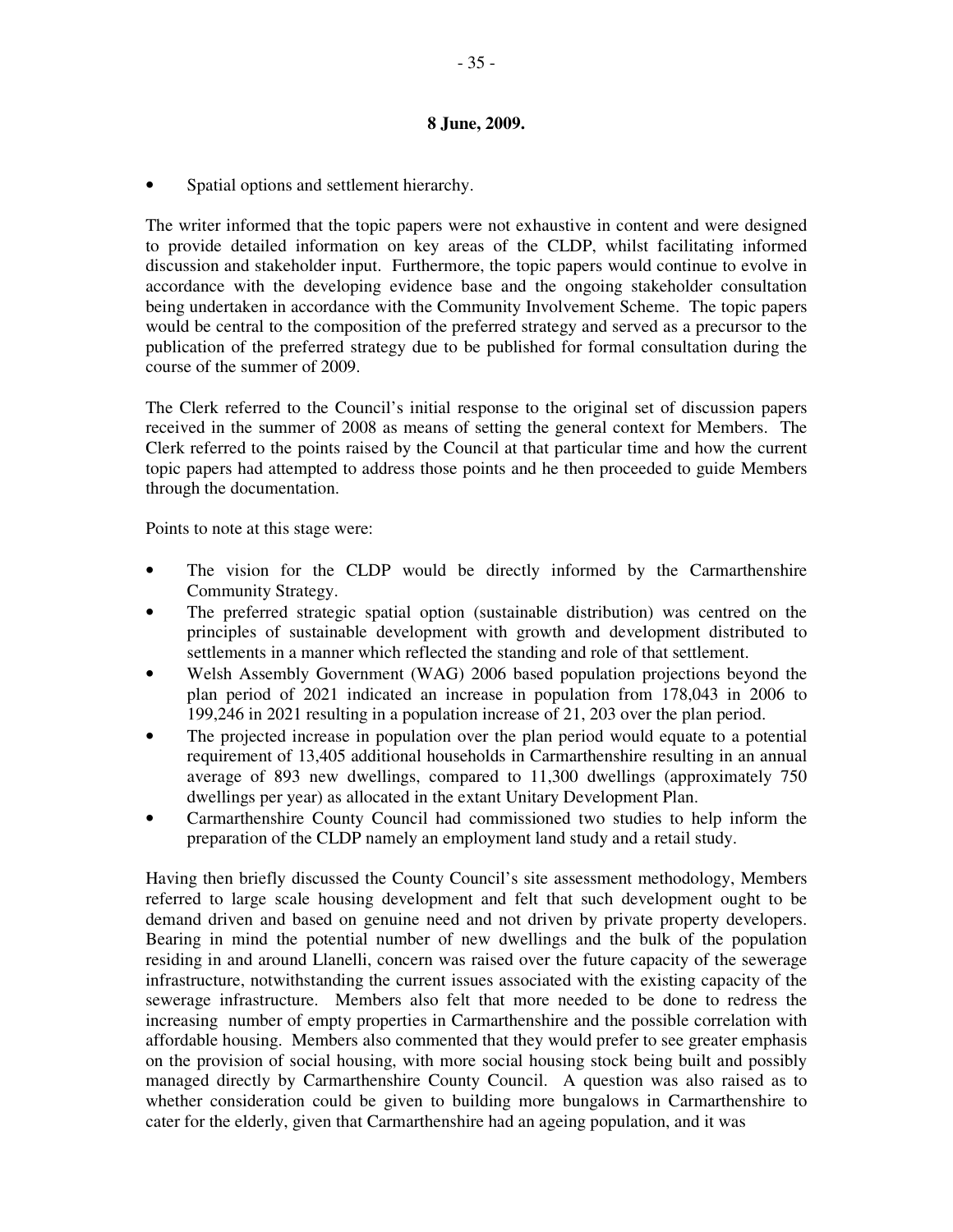**8 June, 2009.**

- Spatial options and settlement hierarchy.

The writer informed that the topic papers were not exhaustive in content and were designed to provide detailed information on key areas of the CLDP, whilst facilitating informed discussion and stakeholder input. Furthermore, the topic papers would continue to evolve in accordance with the developing evidence base and the ongoing stakeholder consultation being undertaken in accordance with the Community Involvement Scheme. The topic papers would be central to the composition of the preferred strategy and served as a precursor to the publication of the preferred strategy due to be published for formal consultation during the course of the summer of 2009.

The Clerk referred to the Council's initial response to the original set of discussion papers received in the summer of 2008 as means of setting the general context for Members. The Clerk referred to the points raised by the Council at that particular time and how the current topic papers had attempted to address those points and he then proceeded to guide Members through the documentation.

Points to note at this stage were:

- The vision for the CLDP would be directly informed by the Carmarthenshire Community Strategy.
- The preferred strategic spatial option (sustainable distribution) was centred on the principles of sustainable development with growth and development distributed to settlements in a manner which reflected the standing and role of that settlement.
- Welsh Assembly Government (WAG) 2006 based population projections beyond the plan period of 2021 indicated an increase in population from 178,043 in 2006 to 199,246 in 2021 resulting in a population increase of 21, 203 over the plan period.
- The projected increase in population over the plan period would equate to a potential requirement of 13,405 additional households in Carmarthenshire resulting in an annual average of 893 new dwellings, compared to 11,300 dwellings (approximately 750 dwellings per year) as allocated in the extant Unitary Development Plan.
- Carmarthenshire County Council had commissioned two studies to help inform the preparation of the CLDP namely an employment land study and a retail study.

Having then briefly discussed the County Council's site assessment methodology, Members referred to large scale housing development and felt that such development ought to be demand driven and based on genuine need and not driven by private property developers. Bearing in mind the potential number of new dwellings and the bulk of the population residing in and around Llanelli, concern was raised over the future capacity of the sewerage infrastructure, notwithstanding the current issues associated with the existing capacity of the sewerage infrastructure. Members also felt that more needed to be done to redress the increasing number of empty properties in Carmarthenshire and the possible correlation with affordable housing. Members also commented that they would prefer to see greater emphasis on the provision of social housing, with more social housing stock being built and possibly managed directly by Carmarthenshire County Council. A question was also raised as to whether consideration could be given to building more bungalows in Carmarthenshire to cater for the elderly, given that Carmarthenshire had an ageing population, and it was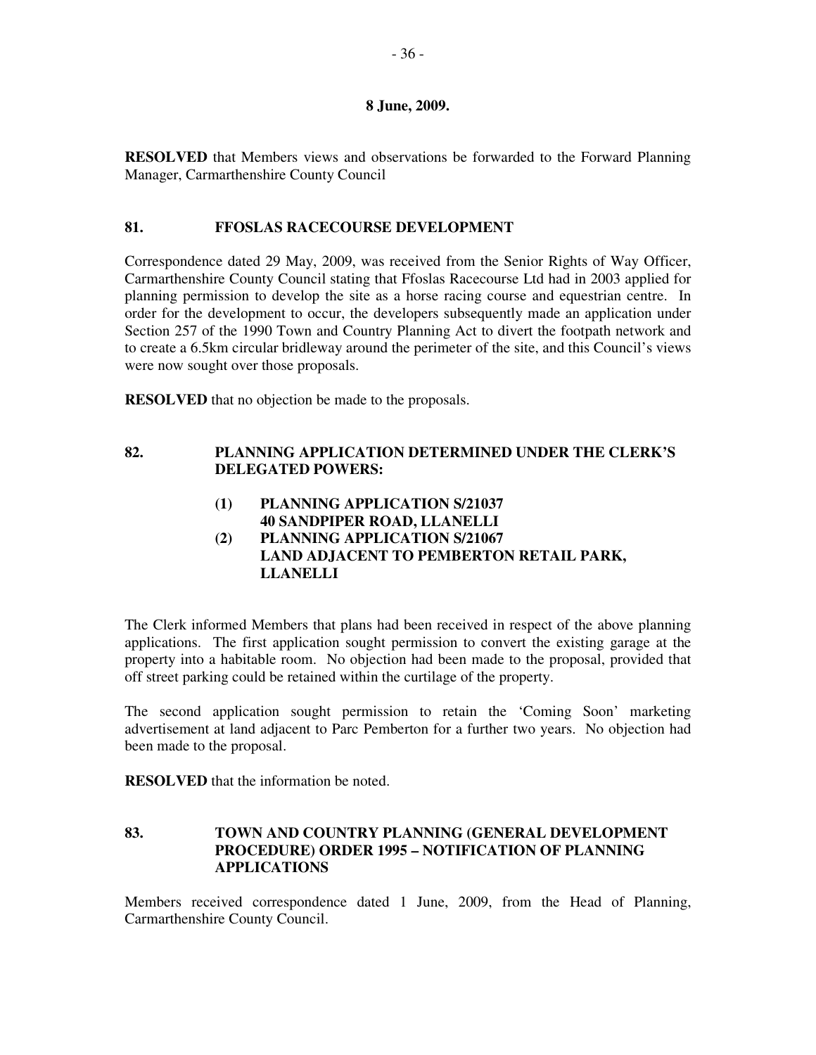**8 June, 2009.**

**RESOLVED** that Members views and observations be forwarded to the Forward Planning Manager, Carmarthenshire County Council

## 81. FFOSLAS RACECOURSE DEVELOPMENT

Correspondence dated 29 May, 2009, was received from the Senior Rights of Way Officer, Carmarthenshire County Council stating that Ffoslas Racecourse Ltd had in 2003 applied for planning permission to develop the site as a horse racing course and equestrian centre. In order for the development to occur, the developers subsequently made an application under Section 257 of the 1990 Town and Country Planning Act to divert the footpath network and to create a 6.5km circular bridleway around the perimeter of the site, and this Council's views were now sought over those proposals.

**RESOLVED** that no objection be made to the proposals.

## 82. PLANNING APPLICATION DETERMINED UNDER THE CLERK'S DELEGATED POWERS:

**(1) PLANNING APPLICATION S/21037**
**40 SANDPIPER ROAD, LLANELLI**

**(2) PLANNING APPLICATION S/21067**
**LAND ADJACENT TO PEMBERTON RETAIL PARK, LLANELLI**

The Clerk informed Members that plans had been received in respect of the above planning applications. The first application sought permission to convert the existing garage at the property into a habitable room. No objection had been made to the proposal, provided that off street parking could be retained within the curtilage of the property.

The second application sought permission to retain the 'Coming Soon' marketing advertisement at land adjacent to Parc Pemberton for a further two years. No objection had been made to the proposal.

**RESOLVED** that the information be noted.

## 83. TOWN AND COUNTRY PLANNING (GENERAL DEVELOPMENT PROCEDURE) ORDER 1995 – NOTIFICATION OF PLANNING APPLICATIONS

Members received correspondence dated 1 June, 2009, from the Head of Planning, Carmarthenshire County Council.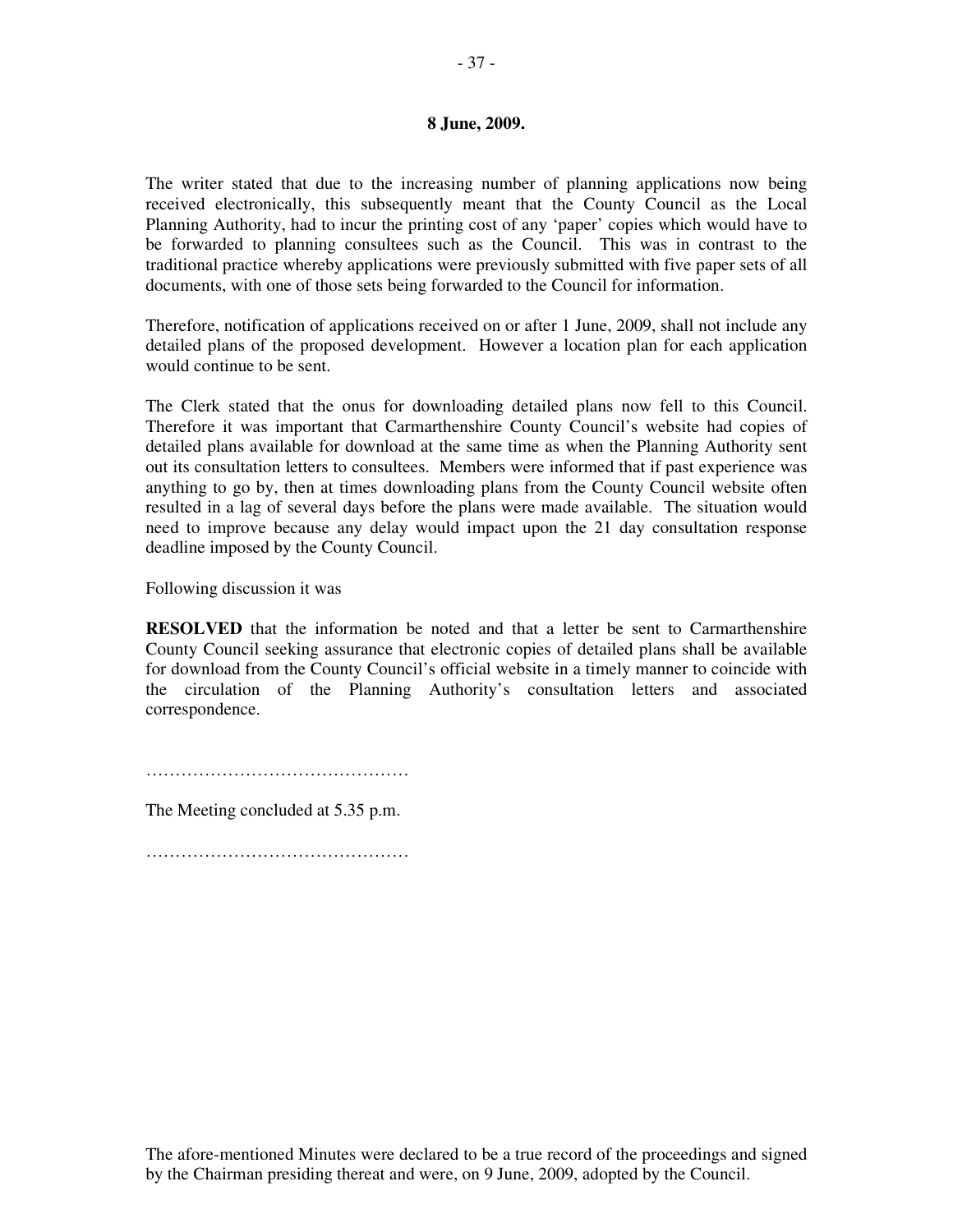**8 June, 2009.**

The writer stated that due to the increasing number of planning applications now being received electronically, this subsequently meant that the County Council as the Local Planning Authority, had to incur the printing cost of any 'paper' copies which would have to be forwarded to planning consultees such as the Council. This was in contrast to the traditional practice whereby applications were previously submitted with five paper sets of all documents, with one of those sets being forwarded to the Council for information.

Therefore, notification of applications received on or after 1 June, 2009, shall not include any detailed plans of the proposed development. However a location plan for each application would continue to be sent.

The Clerk stated that the onus for downloading detailed plans now fell to this Council. Therefore it was important that Carmarthenshire County Council's website had copies of detailed plans available for download at the same time as when the Planning Authority sent out its consultation letters to consultees. Members were informed that if past experience was anything to go by, then at times downloading plans from the County Council website often resulted in a lag of several days before the plans were made available. The situation would need to improve because any delay would impact upon the 21 day consultation response deadline imposed by the County Council.

Following discussion it was

**RESOLVED** that the information be noted and that a letter be sent to Carmarthenshire County Council seeking assurance that electronic copies of detailed plans shall be available for download from the County Council's official website in a timely manner to coincide with the circulation of the Planning Authority's consultation letters and associated correspondence.

………………………………………

The Meeting concluded at 5.35 p.m.

………………………………………

The afore-mentioned Minutes were declared to be a true record of the proceedings and signed by the Chairman presiding thereat and were, on 9 June, 2009, adopted by the Council.